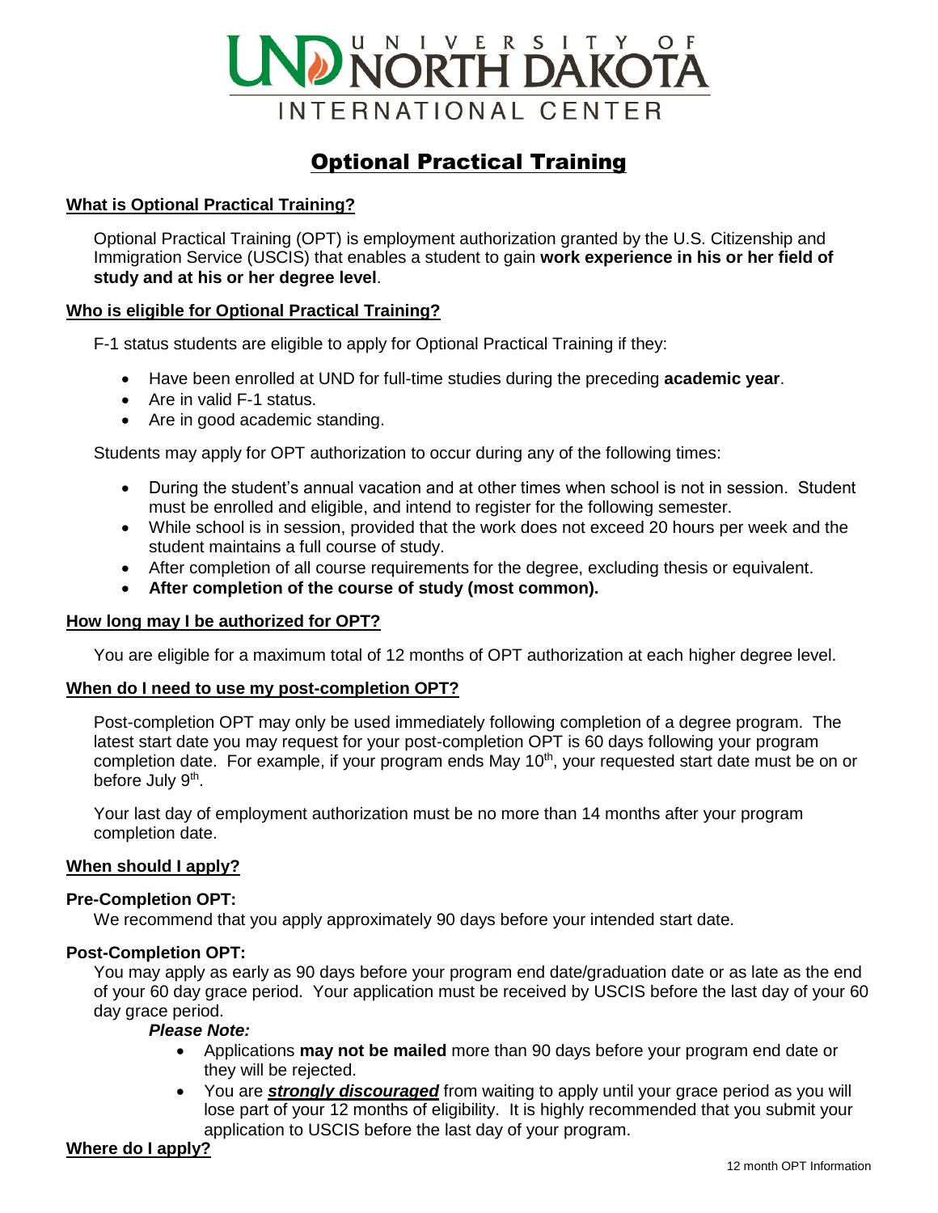# UND University of North Dakota International Center

## Optional Practical Training

### What is Optional Practical Training?

Optional Practical Training (OPT) is employment authorization granted by the U.S. Citizenship and Immigration Service (USCIS) that enables a student to gain **work experience in his or her field of study and at his or her degree level**.

### Who is eligible for Optional Practical Training?

F-1 status students are eligible to apply for Optional Practical Training if they:

- Have been enrolled at UND for full-time studies during the preceding **academic year**.
- Are in valid F-1 status.
- Are in good academic standing.

Students may apply for OPT authorization to occur during any of the following times:

- During the student's annual vacation and at other times when school is not in session. Student must be enrolled and eligible, and intend to register for the following semester.
- While school is in session, provided that the work does not exceed 20 hours per week and the student maintains a full course of study.
- After completion of all course requirements for the degree, excluding thesis or equivalent.
- **After completion of the course of study (most common).**

### How long may I be authorized for OPT?

You are eligible for a maximum total of 12 months of OPT authorization at each higher degree level.

### When do I need to use my post-completion OPT?

Post-completion OPT may only be used immediately following completion of a degree program. The latest start date you may request for your post-completion OPT is 60 days following your program completion date. For example, if your program ends May 10th, your requested start date must be on or before July 9th.

Your last day of employment authorization must be no more than 14 months after your program completion date.

### When should I apply?

**Pre-Completion OPT:**

We recommend that you apply approximately 90 days before your intended start date.

**Post-Completion OPT:**

You may apply as early as 90 days before your program end date/graduation date or as late as the end of your 60 day grace period. Your application must be received by USCIS before the last day of your 60 day grace period.

***Please Note:***

- Applications **may not be mailed** more than 90 days before your program end date or they will be rejected.
- You are ***strongly discouraged*** from waiting to apply until your grace period as you will lose part of your 12 months of eligibility. It is highly recommended that you submit your application to USCIS before the last day of your program.

### Where do I apply?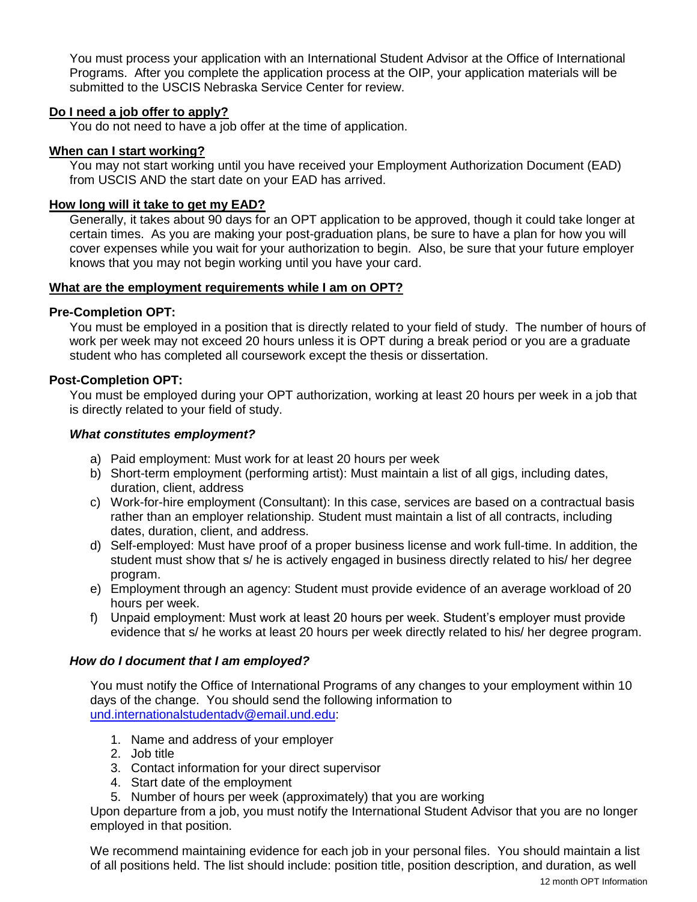You must process your application with an International Student Advisor at the Office of International Programs. After you complete the application process at the OIP, your application materials will be submitted to the USCIS Nebraska Service Center for review.

**Do I need a job offer to apply?**

You do not need to have a job offer at the time of application.

**When can I start working?**

You may not start working until you have received your Employment Authorization Document (EAD) from USCIS AND the start date on your EAD has arrived.

**How long will it take to get my EAD?**

Generally, it takes about 90 days for an OPT application to be approved, though it could take longer at certain times. As you are making your post-graduation plans, be sure to have a plan for how you will cover expenses while you wait for your authorization to begin. Also, be sure that your future employer knows that you may not begin working until you have your card.

**What are the employment requirements while I am on OPT?**

**Pre-Completion OPT:**

You must be employed in a position that is directly related to your field of study. The number of hours of work per week may not exceed 20 hours unless it is OPT during a break period or you are a graduate student who has completed all coursework except the thesis or dissertation.

**Post-Completion OPT:**

You must be employed during your OPT authorization, working at least 20 hours per week in a job that is directly related to your field of study.

***What constitutes employment?***

a) Paid employment: Must work for at least 20 hours per week
b) Short-term employment (performing artist): Must maintain a list of all gigs, including dates, duration, client, address
c) Work-for-hire employment (Consultant): In this case, services are based on a contractual basis rather than an employer relationship. Student must maintain a list of all contracts, including dates, duration, client, and address.
d) Self-employed: Must have proof of a proper business license and work full-time. In addition, the student must show that s/ he is actively engaged in business directly related to his/ her degree program.
e) Employment through an agency: Student must provide evidence of an average workload of 20 hours per week.
f) Unpaid employment: Must work at least 20 hours per week. Student's employer must provide evidence that s/ he works at least 20 hours per week directly related to his/ her degree program.

***How do I document that I am employed?***

You must notify the Office of International Programs of any changes to your employment within 10 days of the change. You should send the following information to und.internationalstudentadv@email.und.edu:

1. Name and address of your employer
2. Job title
3. Contact information for your direct supervisor
4. Start date of the employment
5. Number of hours per week (approximately) that you are working

Upon departure from a job, you must notify the International Student Advisor that you are no longer employed in that position.

We recommend maintaining evidence for each job in your personal files. You should maintain a list of all positions held. The list should include: position title, position description, and duration, as well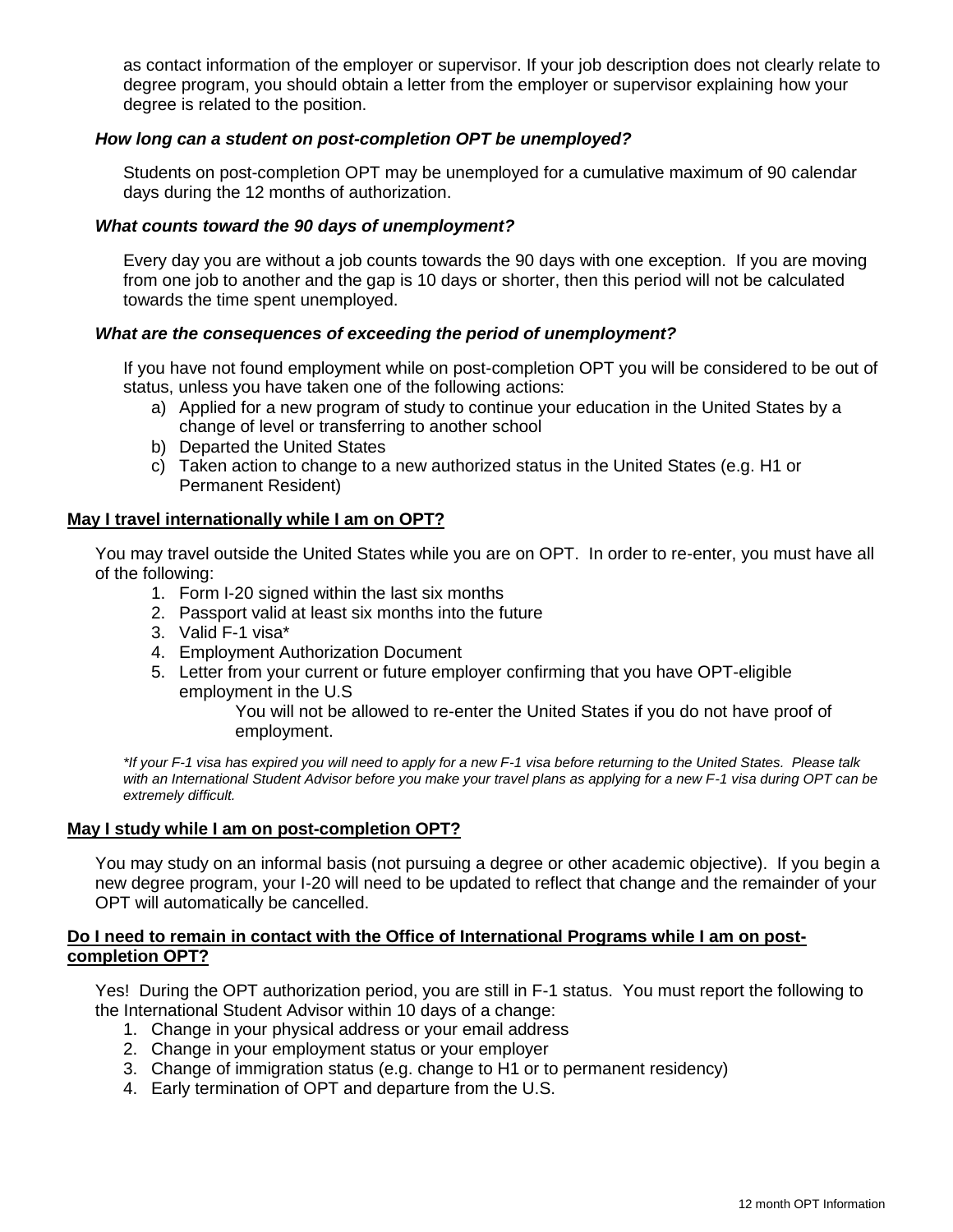as contact information of the employer or supervisor. If your job description does not clearly relate to degree program, you should obtain a letter from the employer or supervisor explaining how your degree is related to the position.

***How long can a student on post-completion OPT be unemployed?***

Students on post-completion OPT may be unemployed for a cumulative maximum of 90 calendar days during the 12 months of authorization.

***What counts toward the 90 days of unemployment?***

Every day you are without a job counts towards the 90 days with one exception. If you are moving from one job to another and the gap is 10 days or shorter, then this period will not be calculated towards the time spent unemployed.

***What are the consequences of exceeding the period of unemployment?***

If you have not found employment while on post-completion OPT you will be considered to be out of status, unless you have taken one of the following actions:

a) Applied for a new program of study to continue your education in the United States by a change of level or transferring to another school
b) Departed the United States
c) Taken action to change to a new authorized status in the United States (e.g. H1 or Permanent Resident)

**<u>May I travel internationally while I am on OPT?</u>**

You may travel outside the United States while you are on OPT. In order to re-enter, you must have all of the following:

1. Form I-20 signed within the last six months
2. Passport valid at least six months into the future
3. Valid F-1 visa*
4. Employment Authorization Document
5. Letter from your current or future employer confirming that you have OPT-eligible employment in the U.S

   You will not be allowed to re-enter the United States if you do not have proof of employment.

*\*If your F-1 visa has expired you will need to apply for a new F-1 visa before returning to the United States. Please talk with an International Student Advisor before you make your travel plans as applying for a new F-1 visa during OPT can be extremely difficult.*

**<u>May I study while I am on post-completion OPT?</u>**

You may study on an informal basis (not pursuing a degree or other academic objective). If you begin a new degree program, your I-20 will need to be updated to reflect that change and the remainder of your OPT will automatically be cancelled.

**<u>Do I need to remain in contact with the Office of International Programs while I am on post-completion OPT?</u>**

Yes! During the OPT authorization period, you are still in F-1 status. You must report the following to the International Student Advisor within 10 days of a change:

1. Change in your physical address or your email address
2. Change in your employment status or your employer
3. Change of immigration status (e.g. change to H1 or to permanent residency)
4. Early termination of OPT and departure from the U.S.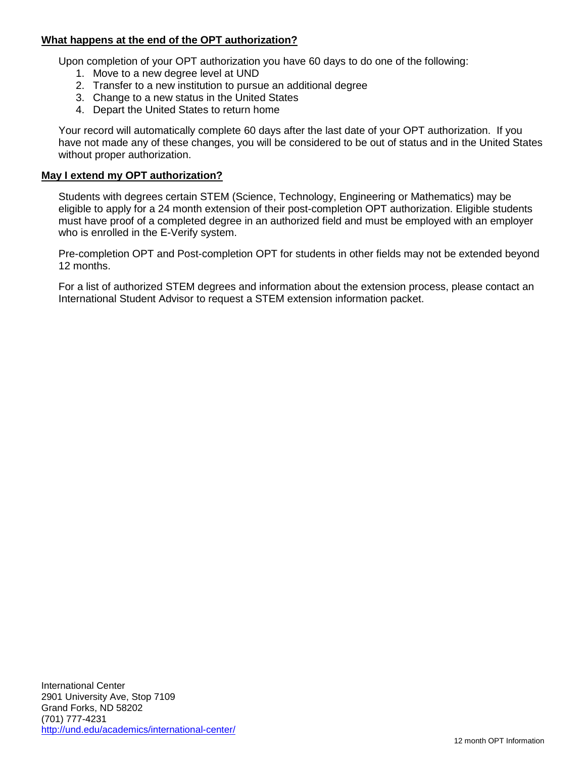**What happens at the end of the OPT authorization?**

Upon completion of your OPT authorization you have 60 days to do one of the following:

1. Move to a new degree level at UND
2. Transfer to a new institution to pursue an additional degree
3. Change to a new status in the United States
4. Depart the United States to return home

Your record will automatically complete 60 days after the last date of your OPT authorization. If you have not made any of these changes, you will be considered to be out of status and in the United States without proper authorization.

**May I extend my OPT authorization?**

Students with degrees certain STEM (Science, Technology, Engineering or Mathematics) may be eligible to apply for a 24 month extension of their post-completion OPT authorization. Eligible students must have proof of a completed degree in an authorized field and must be employed with an employer who is enrolled in the E-Verify system.

Pre-completion OPT and Post-completion OPT for students in other fields may not be extended beyond 12 months.

For a list of authorized STEM degrees and information about the extension process, please contact an International Student Advisor to request a STEM extension information packet.

International Center
2901 University Ave, Stop 7109
Grand Forks, ND 58202
(701) 777-4231
http://und.edu/academics/international-center/